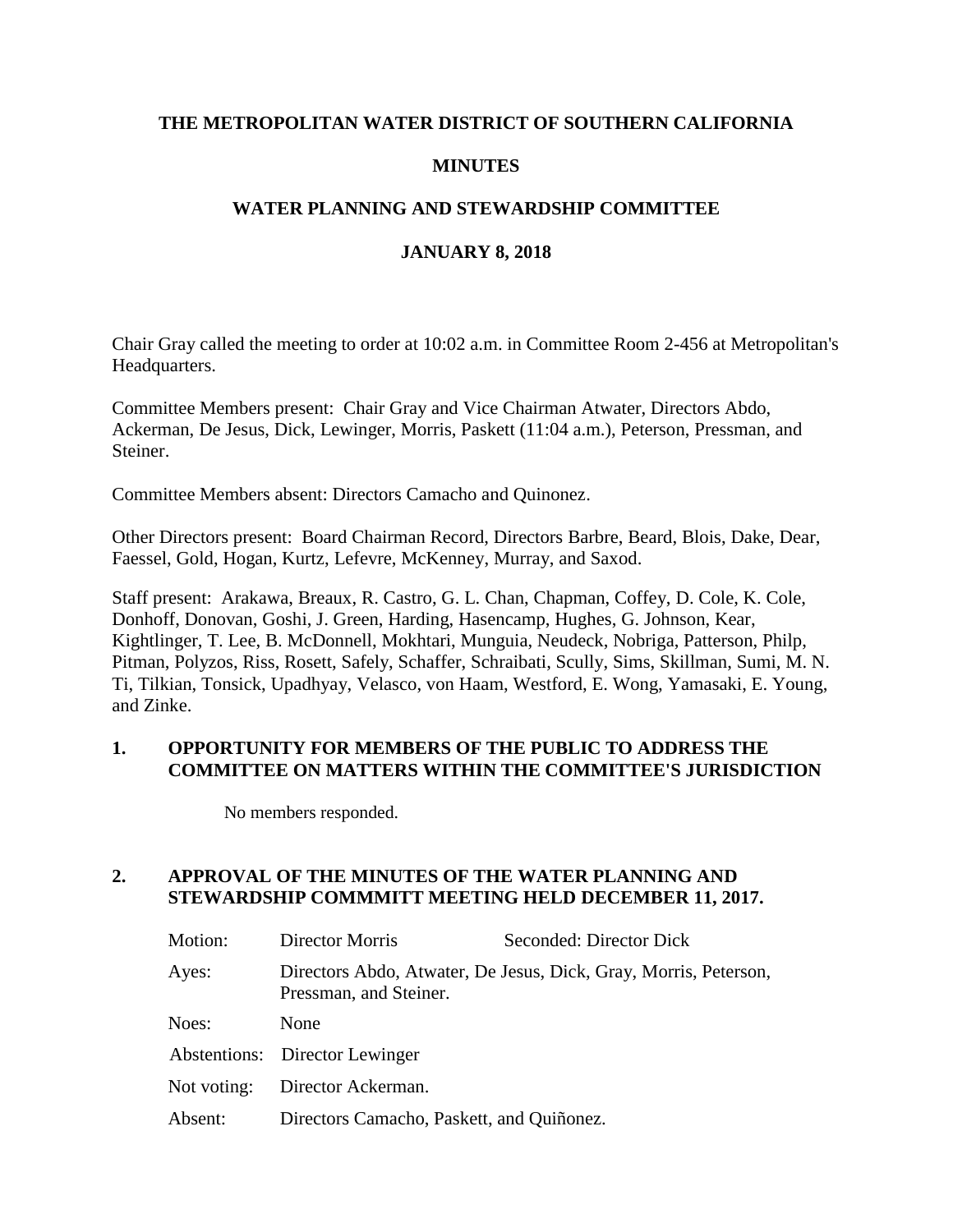**THE METROPOLITAN WATER DISTRICT OF SOUTHERN CALIFORNIA**

**MINUTES**

**WATER PLANNING AND STEWARDSHIP COMMITTEE**

**JANUARY 8, 2018**

Chair Gray called the meeting to order at 10:02 a.m. in Committee Room 2-456 at Metropolitan's Headquarters.

Committee Members present: Chair Gray and Vice Chairman Atwater, Directors Abdo, Ackerman, De Jesus, Dick, Lewinger, Morris, Paskett (11:04 a.m.), Peterson, Pressman, and Steiner.

Committee Members absent: Directors Camacho and Quinonez.

Other Directors present: Board Chairman Record, Directors Barbre, Beard, Blois, Dake, Dear, Faessel, Gold, Hogan, Kurtz, Lefevre, McKenney, Murray, and Saxod.

Staff present: Arakawa, Breaux, R. Castro, G. L. Chan, Chapman, Coffey, D. Cole, K. Cole, Donhoff, Donovan, Goshi, J. Green, Harding, Hasencamp, Hughes, G. Johnson, Kear, Kightlinger, T. Lee, B. McDonnell, Mokhtari, Munguia, Neudeck, Nobriga, Patterson, Philp, Pitman, Polyzos, Riss, Rosett, Safely, Schaffer, Schraibati, Scully, Sims, Skillman, Sumi, M. N. Ti, Tilkian, Tonsick, Upadhyay, Velasco, von Haam, Westford, E. Wong, Yamasaki, E. Young, and Zinke.

## 1. OPPORTUNITY FOR MEMBERS OF THE PUBLIC TO ADDRESS THE COMMITTEE ON MATTERS WITHIN THE COMMITTEE'S JURISDICTION

No members responded.

## 2. APPROVAL OF THE MINUTES OF THE WATER PLANNING AND STEWARDSHIP COMMMITT MEETING HELD DECEMBER 11, 2017.

Motion: Director Morris — Seconded: Director Dick

Ayes: Directors Abdo, Atwater, De Jesus, Dick, Gray, Morris, Peterson, Pressman, and Steiner.

Noes: None

Abstentions: Director Lewinger

Not voting: Director Ackerman.

Absent: Directors Camacho, Paskett, and Quiñonez.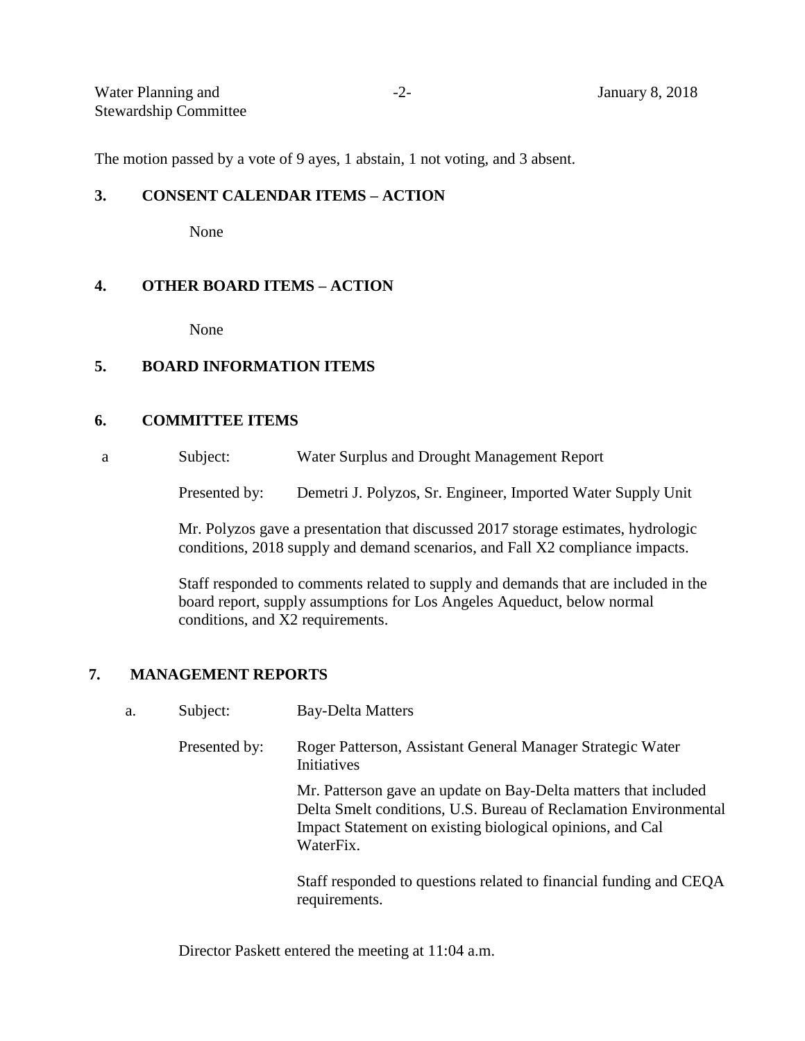The motion passed by a vote of 9 ayes, 1 abstain, 1 not voting, and 3 absent.

**3. CONSENT CALENDAR ITEMS – ACTION**

None

**4. OTHER BOARD ITEMS – ACTION**

None

**5. BOARD INFORMATION ITEMS**

**6. COMMITTEE ITEMS**

a Subject: Water Surplus and Drought Management Report

Presented by: Demetri J. Polyzos, Sr. Engineer, Imported Water Supply Unit

Mr. Polyzos gave a presentation that discussed 2017 storage estimates, hydrologic conditions, 2018 supply and demand scenarios, and Fall X2 compliance impacts.

Staff responded to comments related to supply and demands that are included in the board report, supply assumptions for Los Angeles Aqueduct, below normal conditions, and X2 requirements.

**7. MANAGEMENT REPORTS**

a. Subject: Bay-Delta Matters

Presented by: Roger Patterson, Assistant General Manager Strategic Water Initiatives

Mr. Patterson gave an update on Bay-Delta matters that included Delta Smelt conditions, U.S. Bureau of Reclamation Environmental Impact Statement on existing biological opinions, and Cal WaterFix.

Staff responded to questions related to financial funding and CEQA requirements.

Director Paskett entered the meeting at 11:04 a.m.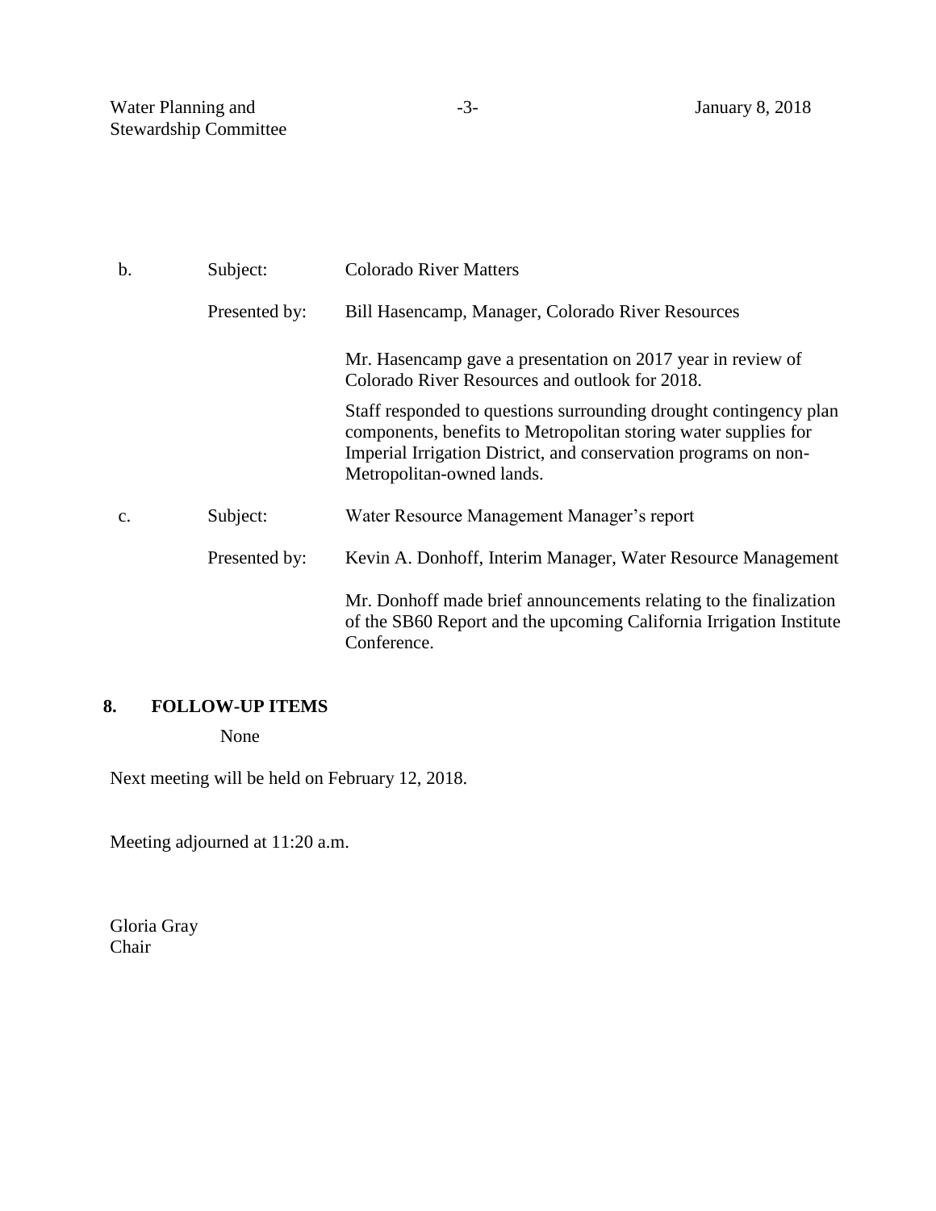b. Subject: Colorado River Matters

Presented by: Bill Hasencamp, Manager, Colorado River Resources

Mr. Hasencamp gave a presentation on 2017 year in review of Colorado River Resources and outlook for 2018.

Staff responded to questions surrounding drought contingency plan components, benefits to Metropolitan storing water supplies for Imperial Irrigation District, and conservation programs on non-Metropolitan-owned lands.

c. Subject: Water Resource Management Manager's report

Presented by: Kevin A. Donhoff, Interim Manager, Water Resource Management

Mr. Donhoff made brief announcements relating to the finalization of the SB60 Report and the upcoming California Irrigation Institute Conference.

## 8. FOLLOW-UP ITEMS

None

Next meeting will be held on February 12, 2018.

Meeting adjourned at 11:20 a.m.

Gloria Gray
Chair